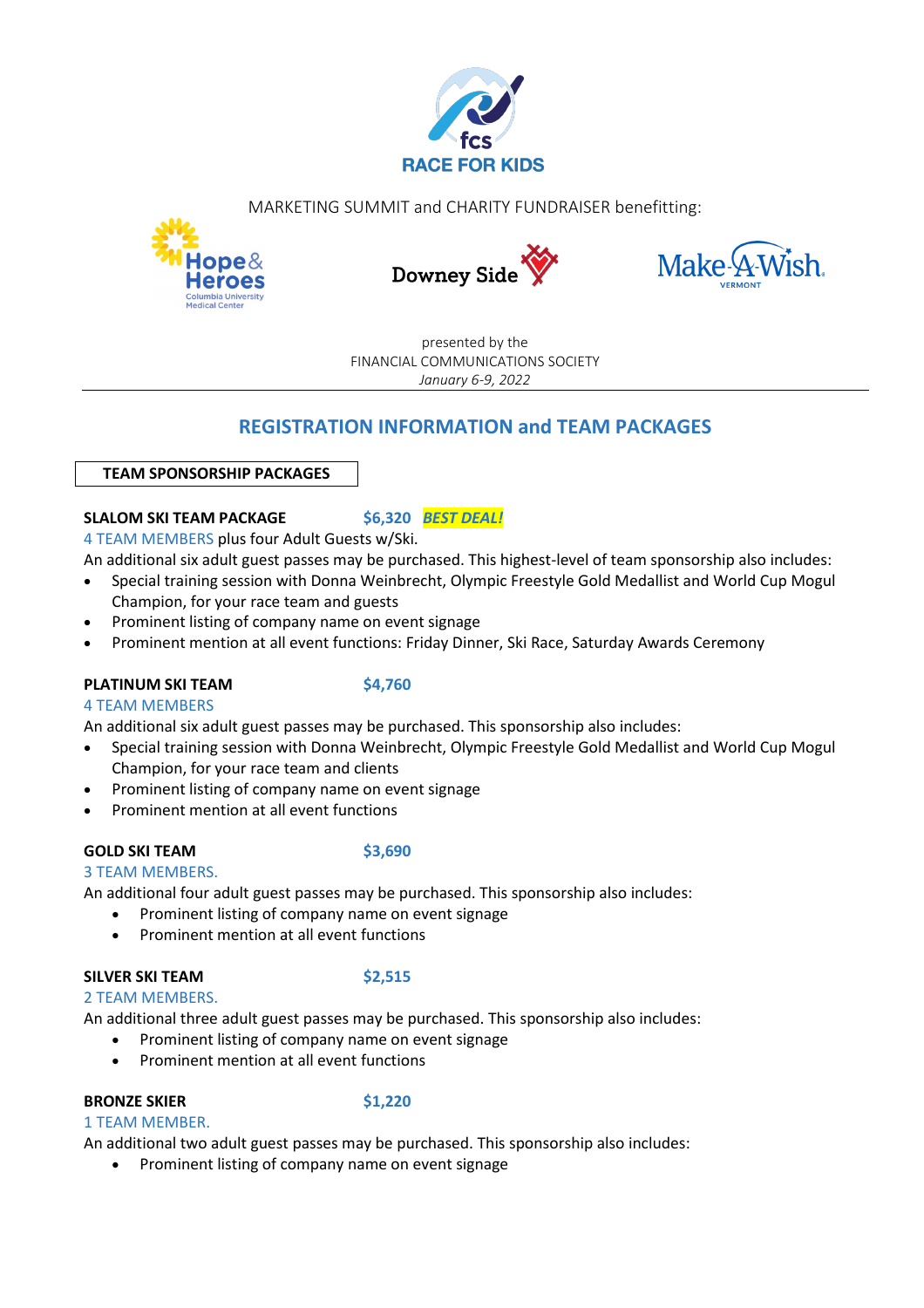fcs
RACE FOR KIDS

MARKETING SUMMIT and CHARITY FUNDRAISER benefitting:

Hope & Heroes Columbia University Medical Center

Downey Side

Make-A-Wish Vermont

presented by the
FINANCIAL COMMUNICATIONS SOCIETY
*January 6-9, 2022*

---

## REGISTRATION INFORMATION and TEAM PACKAGES

### TEAM SPONSORSHIP PACKAGES

**SLALOM SKI TEAM PACKAGE** $6,320 ***BEST DEAL!***

4 TEAM MEMBERS plus four Adult Guests w/Ski.

An additional six adult guest passes may be purchased. This highest-level of team sponsorship also includes:

- Special training session with Donna Weinbrecht, Olympic Freestyle Gold Medallist and World Cup Mogul Champion, for your race team and guests
- Prominent listing of company name on event signage
- Prominent mention at all event functions: Friday Dinner, Ski Race, Saturday Awards Ceremony

**PLATINUM SKI TEAM** $4,760

4 TEAM MEMBERS

An additional six adult guest passes may be purchased. This sponsorship also includes:

- Special training session with Donna Weinbrecht, Olympic Freestyle Gold Medallist and World Cup Mogul Champion, for your race team and clients
- Prominent listing of company name on event signage
- Prominent mention at all event functions

**GOLD SKI TEAM** $3,690

3 TEAM MEMBERS.

An additional four adult guest passes may be purchased. This sponsorship also includes:

- Prominent listing of company name on event signage
- Prominent mention at all event functions

**SILVER SKI TEAM** $2,515

2 TEAM MEMBERS.

An additional three adult guest passes may be purchased. This sponsorship also includes:

- Prominent listing of company name on event signage
- Prominent mention at all event functions

**BRONZE SKIER** $1,220

1 TEAM MEMBER.

An additional two adult guest passes may be purchased. This sponsorship also includes:

- Prominent listing of company name on event signage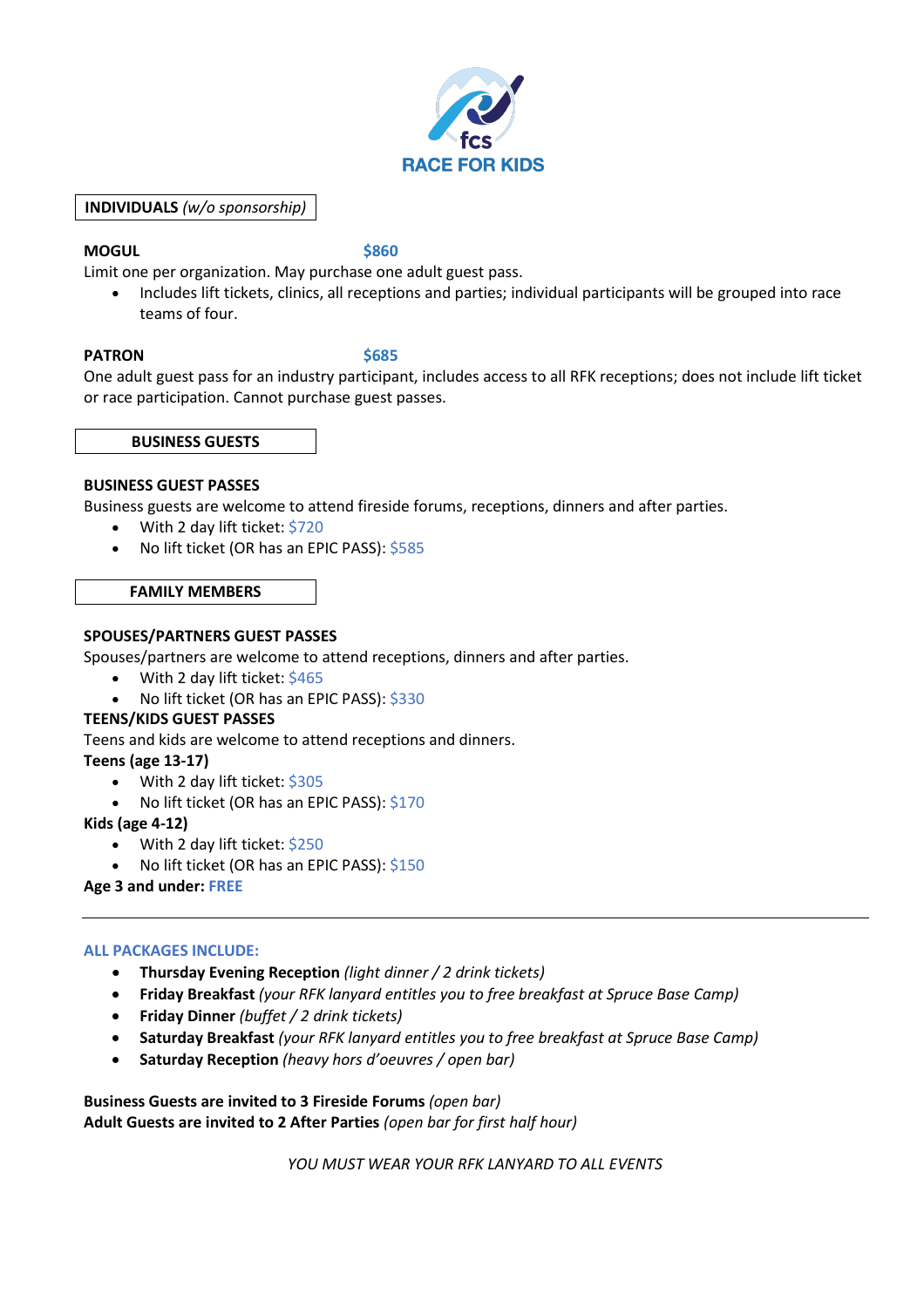fcs
RACE FOR KIDS

**INDIVIDUALS** *(w/o sponsorship)*

**MOGUL** **$860**

Limit one per organization. May purchase one adult guest pass.

- Includes lift tickets, clinics, all receptions and parties; individual participants will be grouped into race teams of four.

**PATRON** **$685**

One adult guest pass for an industry participant, includes access to all RFK receptions; does not include lift ticket or race participation. Cannot purchase guest passes.

**BUSINESS GUESTS**

**BUSINESS GUEST PASSES**

Business guests are welcome to attend fireside forums, receptions, dinners and after parties.

- With 2 day lift ticket: $720
- No lift ticket (OR has an EPIC PASS): $585

**FAMILY MEMBERS**

**SPOUSES/PARTNERS GUEST PASSES**

Spouses/partners are welcome to attend receptions, dinners and after parties.

- With 2 day lift ticket: $465
- No lift ticket (OR has an EPIC PASS): $330

**TEENS/KIDS GUEST PASSES**

Teens and kids are welcome to attend receptions and dinners.

**Teens (age 13-17)**

- With 2 day lift ticket: $305
- No lift ticket (OR has an EPIC PASS): $170

**Kids (age 4-12)**

- With 2 day lift ticket: $250
- No lift ticket (OR has an EPIC PASS): $150

**Age 3 and under: FREE**

---

**ALL PACKAGES INCLUDE:**

- **Thursday Evening Reception** *(light dinner / 2 drink tickets)*
- **Friday Breakfast** *(your RFK lanyard entitles you to free breakfast at Spruce Base Camp)*
- **Friday Dinner** *(buffet / 2 drink tickets)*
- **Saturday Breakfast** *(your RFK lanyard entitles you to free breakfast at Spruce Base Camp)*
- **Saturday Reception** *(heavy hors d'oeuvres / open bar)*

**Business Guests are invited to 3 Fireside Forums** *(open bar)*
**Adult Guests are invited to 2 After Parties** *(open bar for first half hour)*

*YOU MUST WEAR YOUR RFK LANYARD TO ALL EVENTS*